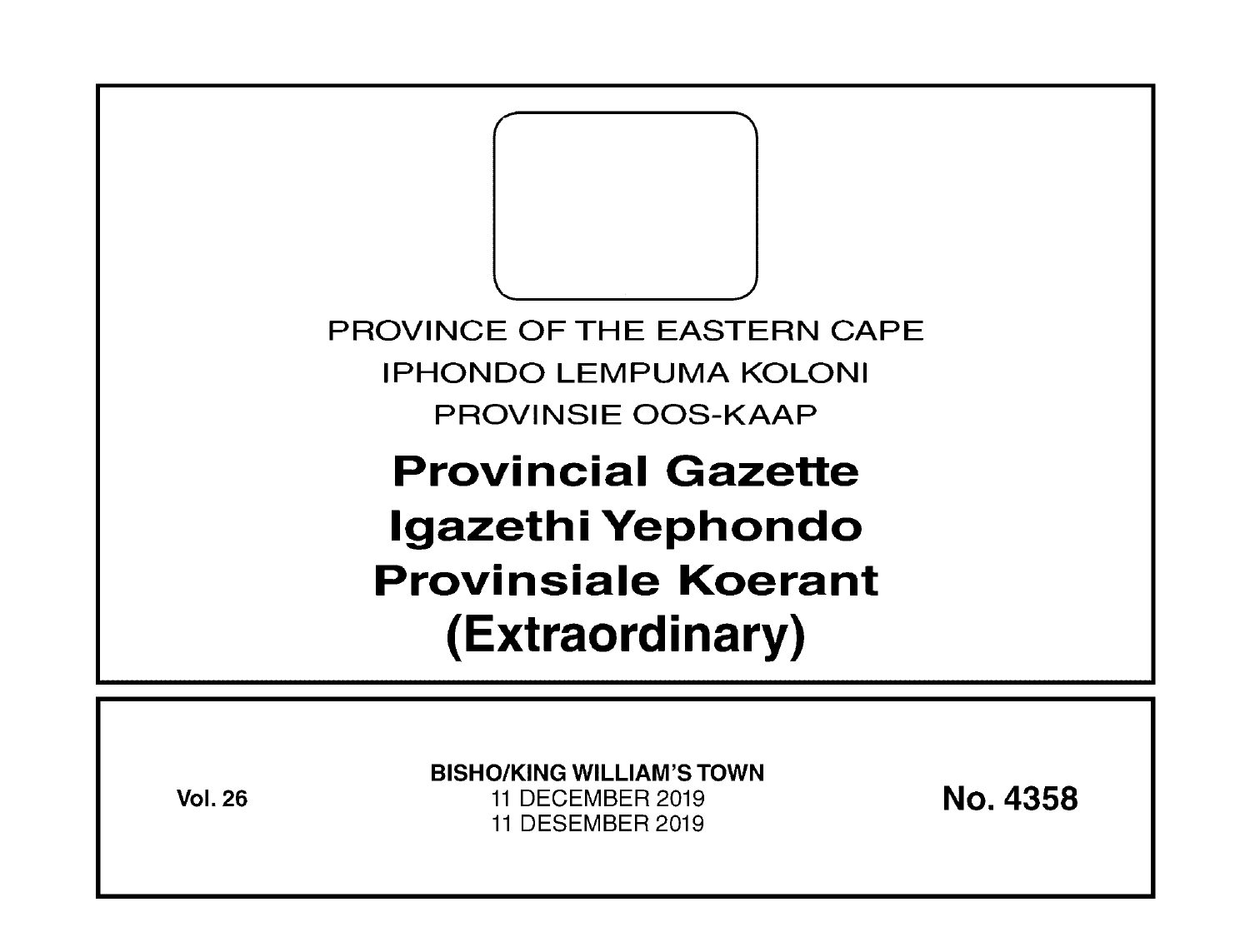PROVINCE OF THE EASTERN CAPE

IPHONDO LEMPUMA KOLONI

PROVINSIE OOS-KAAP

# Provincial Gazette
# Igazethi Yephondo
# Provinsiale Koerant
# (Extraordinary)

**Vol. 26**

**BISHO/KING WILLIAM'S TOWN**

11 DECEMBER 2019

11 DESEMBER 2019

**No. 4358**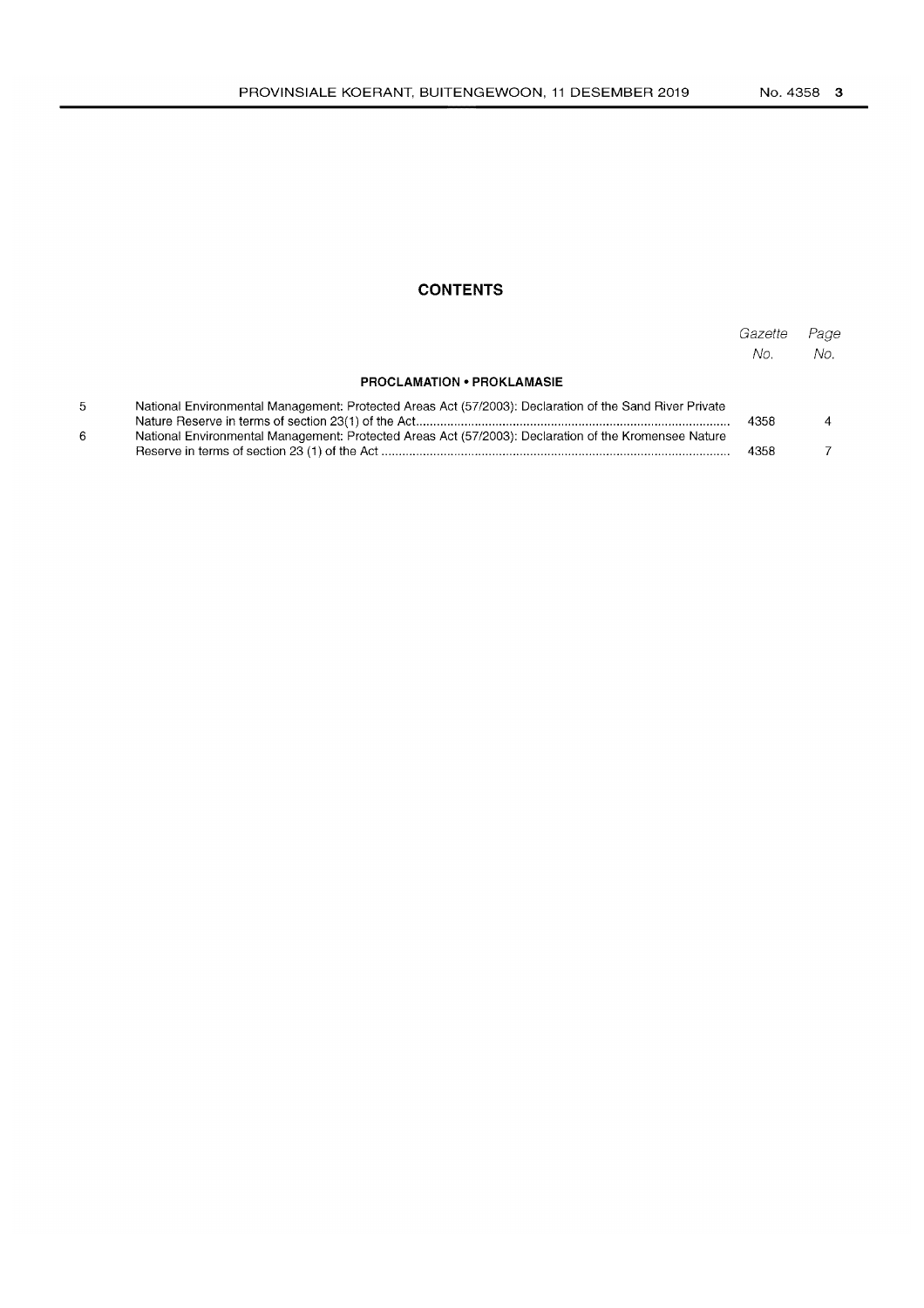## CONTENTS

| | | Gazette No. | Page No. |
|---|---|---|---|
| | **PROCLAMATION • PROKLAMASIE** | | |
| 5 | National Environmental Management: Protected Areas Act (57/2003): Declaration of the Sand River Private Nature Reserve in terms of section 23(1) of the Act | 4358 | 4 |
| 6 | National Environmental Management: Protected Areas Act (57/2003): Declaration of the Kromensee Nature Reserve in terms of section 23 (1) of the Act | 4358 | 7 |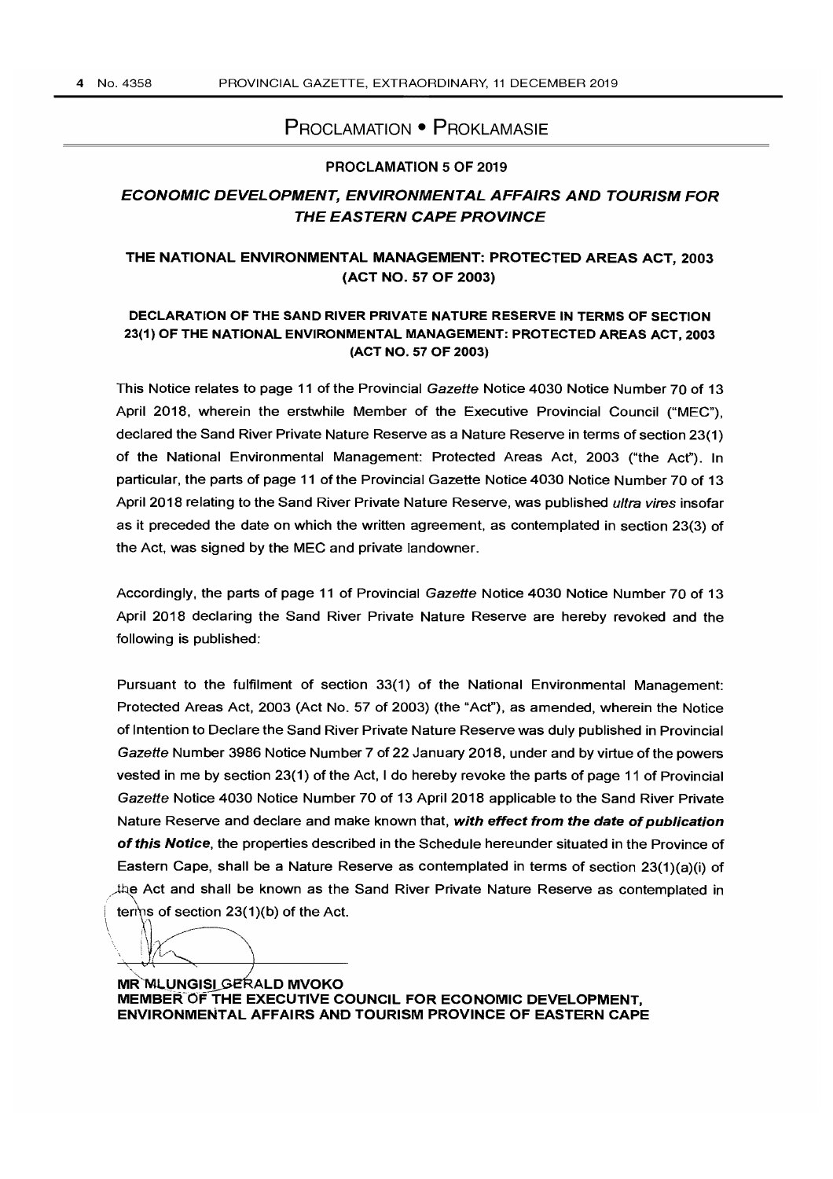# PROCLAMATION • PROKLAMASIE

## PROCLAMATION 5 OF 2019

### *ECONOMIC DEVELOPMENT, ENVIRONMENTAL AFFAIRS AND TOURISM FOR THE EASTERN CAPE PROVINCE*

### THE NATIONAL ENVIRONMENTAL MANAGEMENT: PROTECTED AREAS ACT, 2003 (ACT NO. 57 OF 2003)

#### DECLARATION OF THE SAND RIVER PRIVATE NATURE RESERVE IN TERMS OF SECTION 23(1) OF THE NATIONAL ENVIRONMENTAL MANAGEMENT: PROTECTED AREAS ACT, 2003 (ACT NO. 57 OF 2003)

This Notice relates to page 11 of the Provincial *Gazette* Notice 4030 Notice Number 70 of 13 April 2018, wherein the erstwhile Member of the Executive Provincial Council ("MEC"), declared the Sand River Private Nature Reserve as a Nature Reserve in terms of section 23(1) of the National Environmental Management: Protected Areas Act, 2003 ("the Act"). In particular, the parts of page 11 of the Provincial Gazette Notice 4030 Notice Number 70 of 13 April 2018 relating to the Sand River Private Nature Reserve, was published *ultra vires* insofar as it preceded the date on which the written agreement, as contemplated in section 23(3) of the Act, was signed by the MEC and private landowner.

Accordingly, the parts of page 11 of Provincial *Gazette* Notice 4030 Notice Number 70 of 13 April 2018 declaring the Sand River Private Nature Reserve are hereby revoked and the following is published:

Pursuant to the fulfilment of section 33(1) of the National Environmental Management: Protected Areas Act, 2003 (Act No. 57 of 2003) (the "Act"), as amended, wherein the Notice of Intention to Declare the Sand River Private Nature Reserve was duly published in Provincial *Gazette* Number 3986 Notice Number 7 of 22 January 2018, under and by virtue of the powers vested in me by section 23(1) of the Act, I do hereby revoke the parts of page 11 of Provincial *Gazette* Notice 4030 Notice Number 70 of 13 April 2018 applicable to the Sand River Private Nature Reserve and declare and make known that, ***with effect from the date of publication of this Notice***, the properties described in the Schedule hereunder situated in the Province of Eastern Cape, shall be a Nature Reserve as contemplated in terms of section 23(1)(a)(i) of the Act and shall be known as the Sand River Private Nature Reserve as contemplated in terms of section 23(1)(b) of the Act.

**MR MLUNGISI GERALD MVOKO**
**MEMBER OF THE EXECUTIVE COUNCIL FOR ECONOMIC DEVELOPMENT, ENVIRONMENTAL AFFAIRS AND TOURISM PROVINCE OF EASTERN CAPE**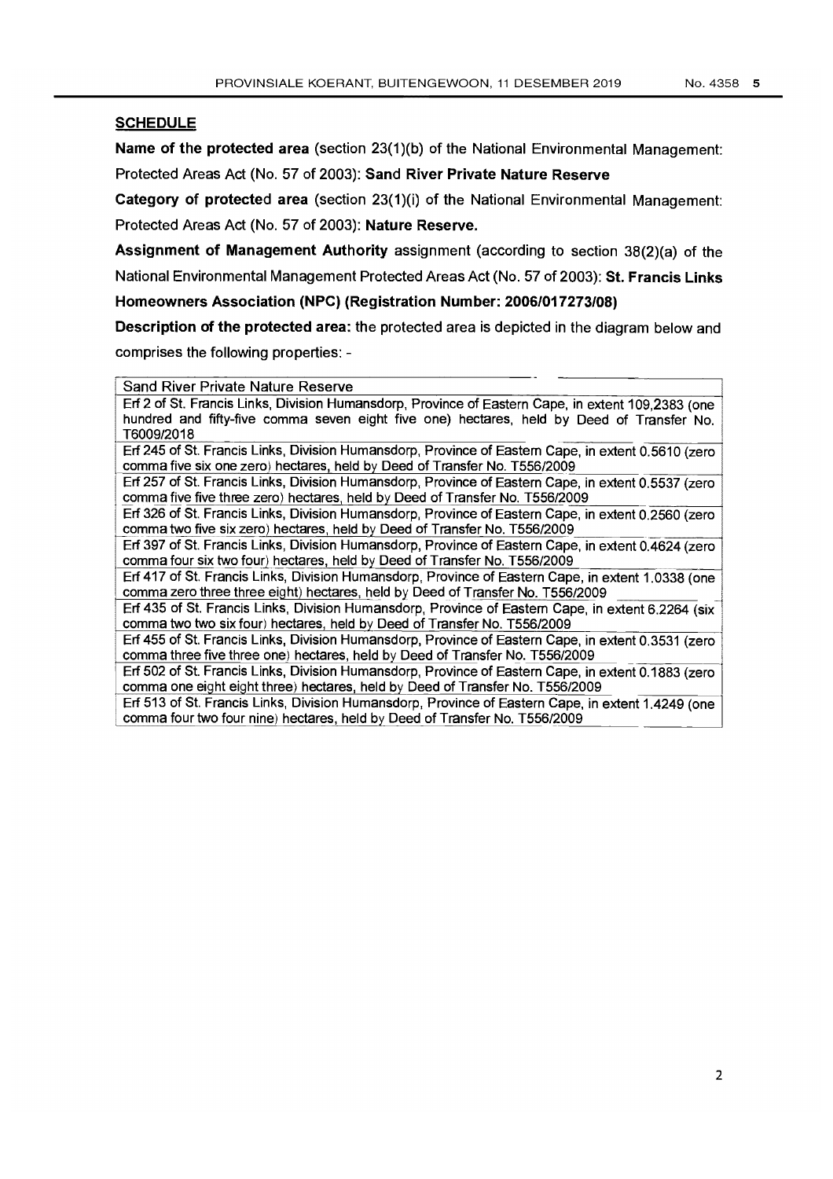**SCHEDULE**

**Name of the protected area** (section 23(1)(b) of the National Environmental Management: Protected Areas Act (No. 57 of 2003): **Sand River Private Nature Reserve**

**Category of protected area** (section 23(1)(i) of the National Environmental Management: Protected Areas Act (No. 57 of 2003): **Nature Reserve.**

**Assignment of Management Authority** assignment (according to section 38(2)(a) of the National Environmental Management Protected Areas Act (No. 57 of 2003): **St. Francis Links Homeowners Association (NPC) (Registration Number: 2006/017273/08)**

**Description of the protected area:** the protected area is depicted in the diagram below and comprises the following properties: -

| Sand River Private Nature Reserve |
|---|
| Erf 2 of St. Francis Links, Division Humansdorp, Province of Eastern Cape, in extent 109,2383 (one hundred and fifty-five comma seven eight five one) hectares, held by Deed of Transfer No. T6009/2018 |
| Erf 245 of St. Francis Links, Division Humansdorp, Province of Eastern Cape, in extent 0.5610 (zero comma five six one zero) hectares, held by Deed of Transfer No. T556/2009 |
| Erf 257 of St. Francis Links, Division Humansdorp, Province of Eastern Cape, in extent 0.5537 (zero comma five five three zero) hectares, held by Deed of Transfer No. T556/2009 |
| Erf 326 of St. Francis Links, Division Humansdorp, Province of Eastern Cape, in extent 0.2560 (zero comma two five six zero) hectares, held by Deed of Transfer No. T556/2009 |
| Erf 397 of St. Francis Links, Division Humansdorp, Province of Eastern Cape, in extent 0.4624 (zero comma four six two four) hectares, held by Deed of Transfer No. T556/2009 |
| Erf 417 of St. Francis Links, Division Humansdorp, Province of Eastern Cape, in extent 1.0338 (one comma zero three three eight) hectares, held by Deed of Transfer No. T556/2009 |
| Erf 435 of St. Francis Links, Division Humansdorp, Province of Eastern Cape, in extent 6.2264 (six comma two two six four) hectares, held by Deed of Transfer No. T556/2009 |
| Erf 455 of St. Francis Links, Division Humansdorp, Province of Eastern Cape, in extent 0.3531 (zero comma three five three one) hectares, held by Deed of Transfer No. T556/2009 |
| Erf 502 of St. Francis Links, Division Humansdorp, Province of Eastern Cape, in extent 0.1883 (zero comma one eight eight three) hectares, held by Deed of Transfer No. T556/2009 |
| Erf 513 of St. Francis Links, Division Humansdorp, Province of Eastern Cape, in extent 1.4249 (one comma four two four nine) hectares, held by Deed of Transfer No. T556/2009 |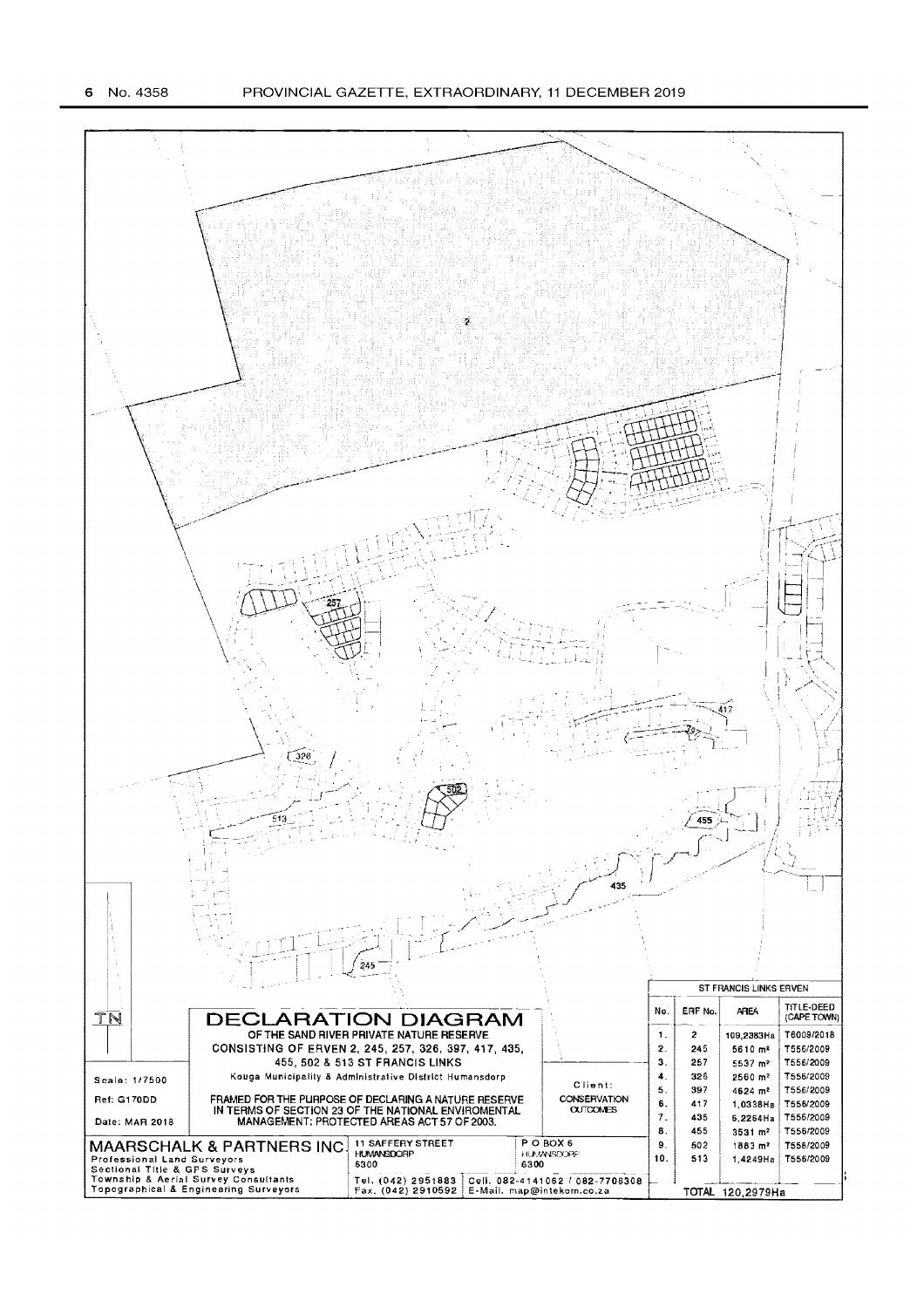# DECLARATION DIAGRAM

OF THE SAND RIVER PRIVATE NATURE RESERVE
CONSISTING OF ERVEN 2, 245, 257, 326, 397, 417, 435, 455, 502 & 513 ST FRANCIS LINKS

Kouga Municipality & Administrative District Humansdorp

FRAMED FOR THE PURPOSE OF DECLARING A NATURE RESERVE IN TERMS OF SECTION 23 OF THE NATIONAL ENVIROMENTAL MANAGEMENT: PROTECTED AREAS ACT 57 OF 2003.

Scale: 1/7500

Ref: G170DD

Date: MAR 2018

Client: CONSERVATION OUTCOMES

**MAARSCHALK & PARTNERS INC.**
Professional Land Surveyors
Sectional Title & GPS Surveys
Township & Aerial Survey Consultants
Topographical & Engineering Surveyors

11 SAFFERY STREET
HUMANSDORP
6300

P O BOX 6
HUMANSDORP
6300

Tel. (042) 2951883 Cell. 082-4141062 / 082-7708308
Fax. (042) 2910592 E-Mail. map@intekom.co.za

| ST FRANCIS LINKS ERVEN | | | |
|---|---|---|---|
| No. | ERF No. | AREA | TITLE-DEED (CAPE TOWN) |
| 1. | 2 | 109,2383Ha | T6009/2018 |
| 2. | 245 | 5610 m² | T556/2009 |
| 3. | 257 | 5537 m² | T556/2009 |
| 4. | 326 | 2560 m² | T556/2009 |
| 5. | 397 | 4624 m² | T556/2009 |
| 6. | 417 | 1,0338Ha | T556/2009 |
| 7. | 435 | 6,2264Ha | T556/2009 |
| 8. | 455 | 3531 m² | T556/2009 |
| 9. | 502 | 1883 m² | T556/2009 |
| 10. | 513 | 1,4249Ha | T556/2009 |
| | TOTAL | 120,2979Ha | |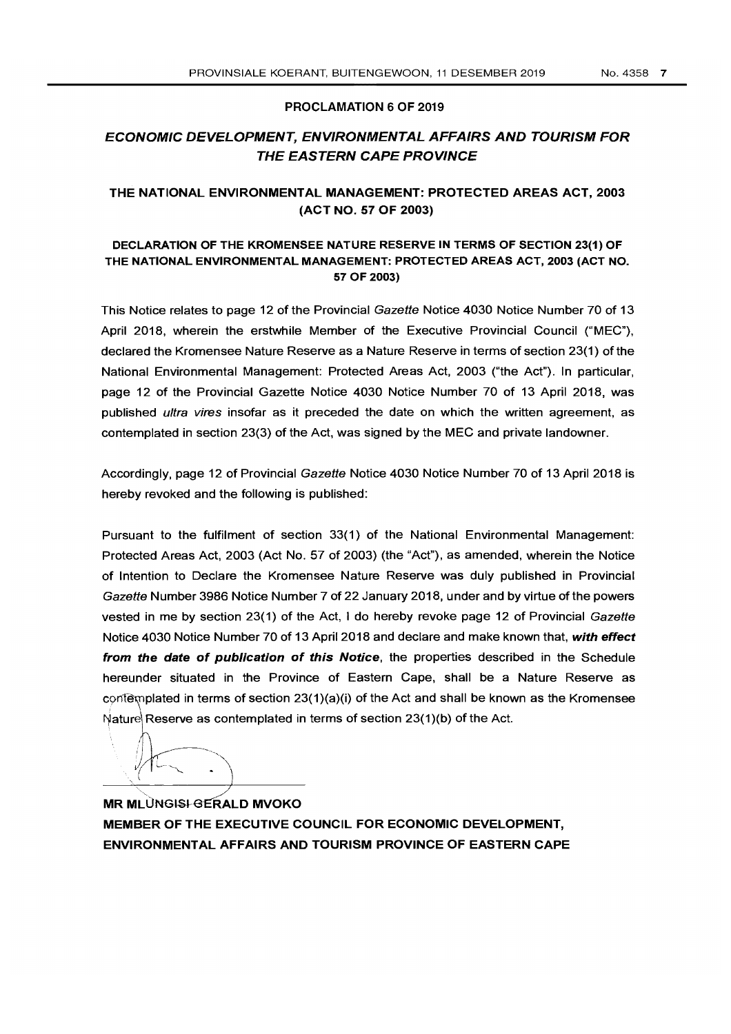**PROCLAMATION 6 OF 2019**

## *ECONOMIC DEVELOPMENT, ENVIRONMENTAL AFFAIRS AND TOURISM FOR THE EASTERN CAPE PROVINCE*

### THE NATIONAL ENVIRONMENTAL MANAGEMENT: PROTECTED AREAS ACT, 2003 (ACT NO. 57 OF 2003)

### DECLARATION OF THE KROMENSEE NATURE RESERVE IN TERMS OF SECTION 23(1) OF THE NATIONAL ENVIRONMENTAL MANAGEMENT: PROTECTED AREAS ACT, 2003 (ACT NO. 57 OF 2003)

This Notice relates to page 12 of the Provincial *Gazette* Notice 4030 Notice Number 70 of 13 April 2018, wherein the erstwhile Member of the Executive Provincial Council ("MEC"), declared the Kromensee Nature Reserve as a Nature Reserve in terms of section 23(1) of the National Environmental Management: Protected Areas Act, 2003 ("the Act"). In particular, page 12 of the Provincial Gazette Notice 4030 Notice Number 70 of 13 April 2018, was published *ultra vires* insofar as it preceded the date on which the written agreement, as contemplated in section 23(3) of the Act, was signed by the MEC and private landowner.

Accordingly, page 12 of Provincial *Gazette* Notice 4030 Notice Number 70 of 13 April 2018 is hereby revoked and the following is published:

Pursuant to the fulfilment of section 33(1) of the National Environmental Management: Protected Areas Act, 2003 (Act No. 57 of 2003) (the "Act"), as amended, wherein the Notice of Intention to Declare the Kromensee Nature Reserve was duly published in Provincial *Gazette* Number 3986 Notice Number 7 of 22 January 2018, under and by virtue of the powers vested in me by section 23(1) of the Act, I do hereby revoke page 12 of Provincial *Gazette* Notice 4030 Notice Number 70 of 13 April 2018 and declare and make known that, ***with effect from the date of publication of this Notice***, the properties described in the Schedule hereunder situated in the Province of Eastern Cape, shall be a Nature Reserve as contemplated in terms of section 23(1)(a)(i) of the Act and shall be known as the Kromensee Nature Reserve as contemplated in terms of section 23(1)(b) of the Act.

**MR MLUNGISI GERALD MVOKO**
**MEMBER OF THE EXECUTIVE COUNCIL FOR ECONOMIC DEVELOPMENT, ENVIRONMENTAL AFFAIRS AND TOURISM PROVINCE OF EASTERN CAPE**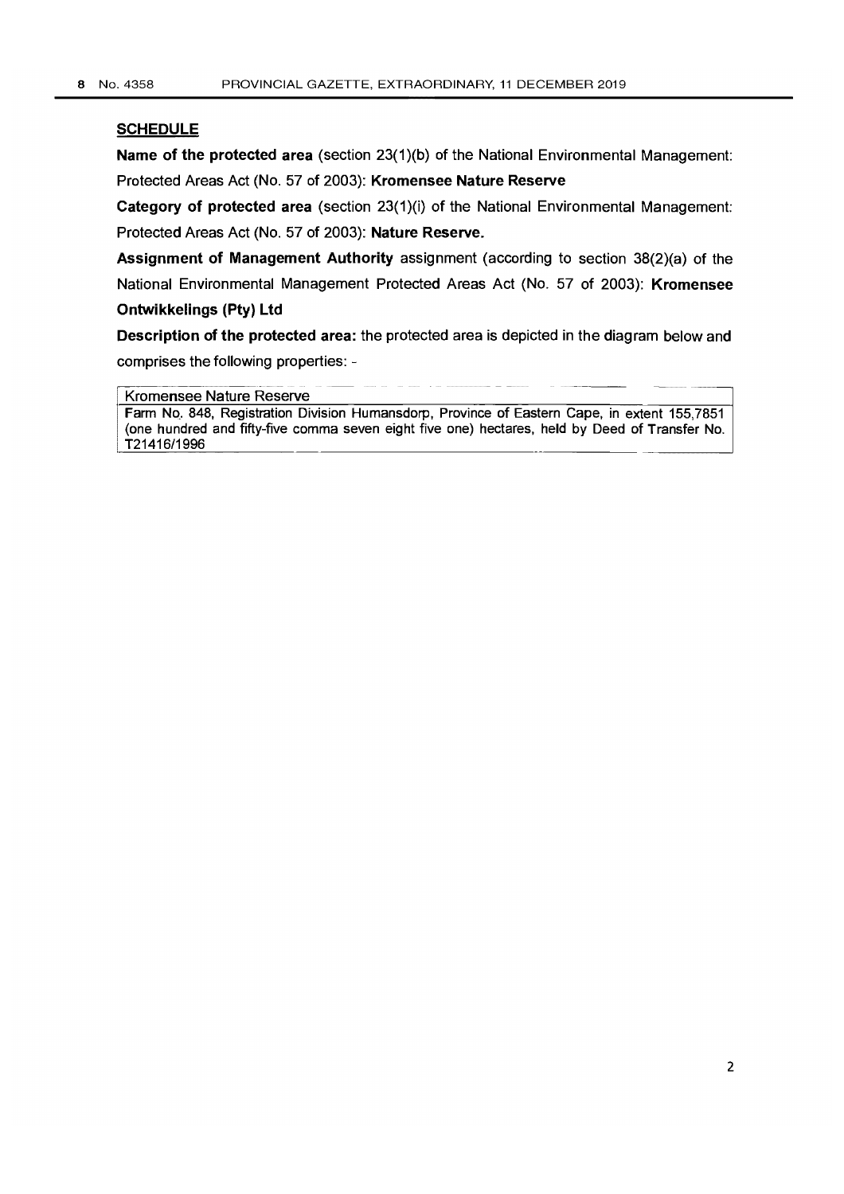## SCHEDULE

**Name of the protected area** (section 23(1)(b) of the National Environmental Management: Protected Areas Act (No. 57 of 2003): **Kromensee Nature Reserve**

**Category of protected area** (section 23(1)(i) of the National Environmental Management: Protected Areas Act (No. 57 of 2003): **Nature Reserve.**

**Assignment of Management Authority** assignment (according to section 38(2)(a) of the National Environmental Management Protected Areas Act (No. 57 of 2003): **Kromensee Ontwikkelings (Pty) Ltd**

**Description of the protected area:** the protected area is depicted in the diagram below and comprises the following properties: -

| Kromensee Nature Reserve |
|---|
| Farm No. 848, Registration Division Humansdorp, Province of Eastern Cape, in extent 155,7851 (one hundred and fifty-five comma seven eight five one) hectares, held by Deed of Transfer No. T21416/1996 |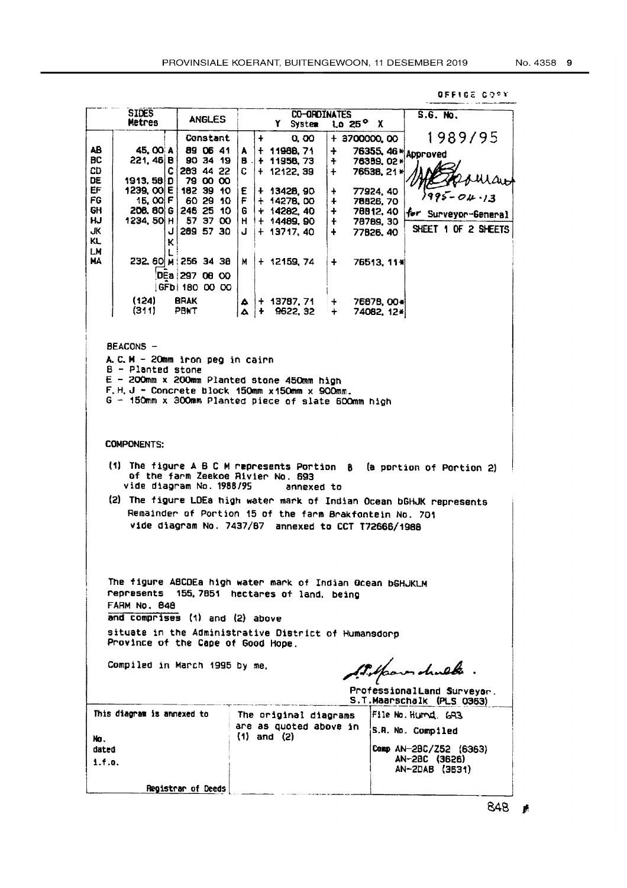OFFICE COPY

| SIDES | Metres | | ANGLES | | CO-ORDINATES Y | System Lo 25° X | S.G. No. |
|---|---|---|---|---|---|---|---|
| | | | Constant | | + 0, 00 | + 3700000, 00 | 1989/95 |
| AB | 45, 00 | A | 89 06 41 | A | + 11988, 71 | + 76355, 46* | Approved |
| BC | 221, 46 | B | 90 34 19 | B | + 11956, 73 | + 76389, 02* | |
| CD | | C | 283 44 22 | C | + 12122, 39 | + 76538, 21* | |
| DE | 1913, 58 | D | 79 00 00 | | | | 1995-04-13 |
| EF | 1239, 00 | E | 182 39 10 | E | + 13428, 90 | + 77924, 40 | |
| FG | 15, 00 | F | 60 29 10 | F | + 14278, 00 | + 78826, 70 | |
| GH | 208, 80 | G | 246 25 10 | G | + 14282, 40 | + 78812, 40 | for Surveyor-General |
| HJ | 1234, 50 | H | 57 37 00 | H | + 14489, 90 | + 78769, 30 | |
| JK | | J | 289 57 30 | J | + 13717, 40 | + 77826, 40 | SHEET 1 OF 2 SHEETS |
| KL | | K | | | | | |
| LM | | L | | | | | |
| MA | 232, 60 | M | 256 34 38 | M | + 12159, 74 | + 76513, 11* | |
| | | DEa | 297 08 00 | | | | |
| | | GFb | 180 00 00 | | | | |
| | (124) | BRAK | | Δ | + 13787, 71 | + 76878, 00* | |
| | (311) | PBKT | | Δ | + 9622, 32 | + 74082, 12* | |

BEACONS –

A. C. M – 20mm iron peg in cairn
B – Planted stone
E – 200mm x 200mm Planted stone 450mm high
F. H. J – Concrete block 150mm x150mm x 900mm.
G – 150mm x 300mm Planted piece of slate 600mm high

COMPONENTS:

(1) The figure A B C M represents Portion 8 (a portion of Portion 2) of the farm Zeekoe Rivier No. 693 vide diagram No. 1988/95 annexed to

(2) The figure LDEa high water mark of Indian Ocean bGHJK represents Remainder of Portion 15 of the farm Brakfontein No. 701 vide diagram No. 7437/87 annexed to CCT T72666/1988

The figure ABCDEa high water mark of Indian Ocean bGHJKLM represents 155, 7851 hectares of land, being FARM No. 848 and comprises (1) and (2) above situate in the Administrative District of Humansdorp Province of the Cape of Good Hope.

Compiled in March 1995 by me.

Professional Land Surveyor.
S.T.Maarschalk (PLS 0363)

| This diagram is annexed to No. dated i.f.o. Registrar of Deeds | The original diagrams are as quoted above in (1) and (2) | File No. Humd. 693 S.R. No. Compiled Comp AN-2BC/Z52 (6363) AN-2BC (3626) AN-2DAB (3631) |
|---|---|---|

848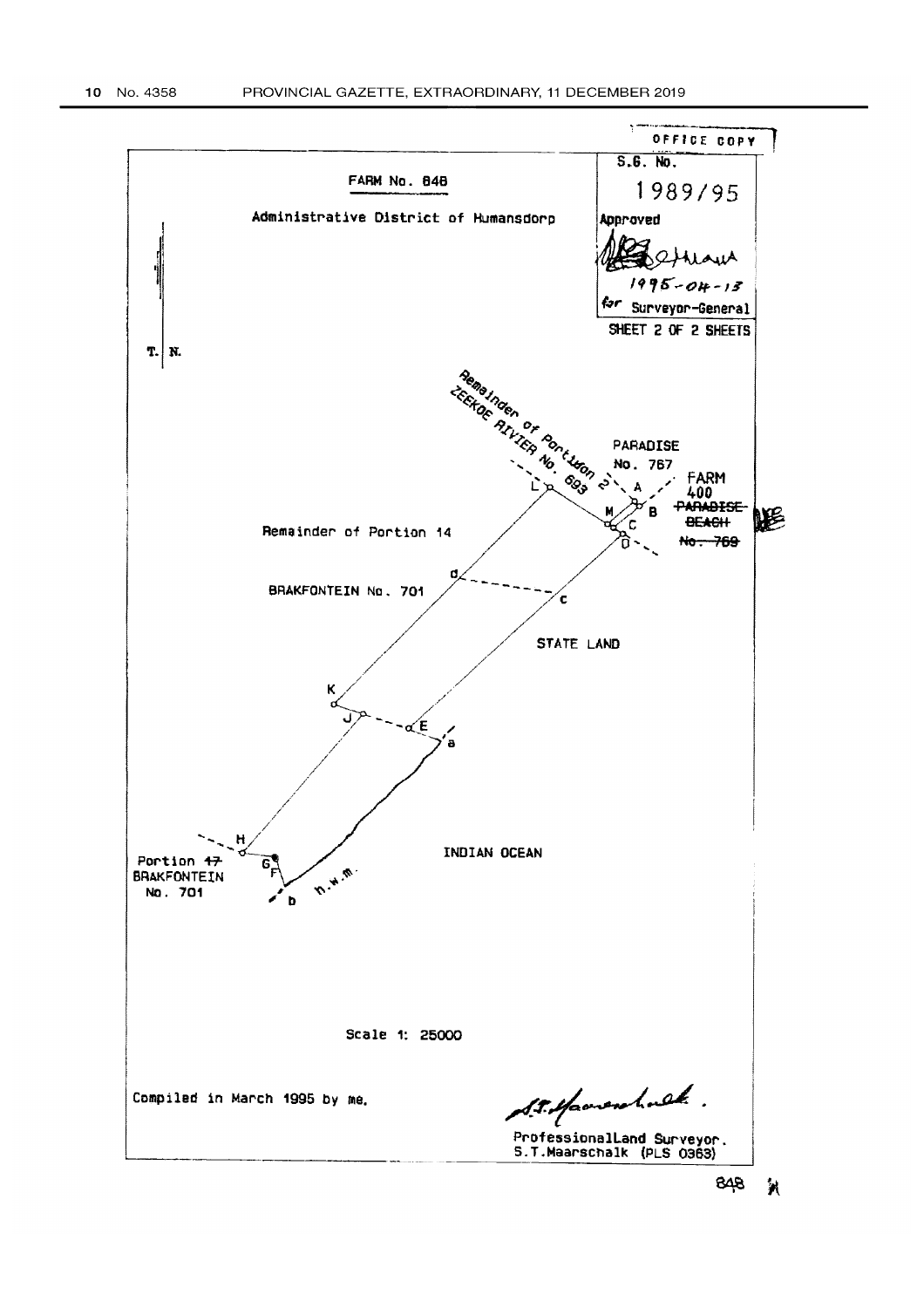OFFICE COPY

S.G. No.

1989/95

Approved

1995-04-13

for Surveyor-General

SHEET 2 OF 2 SHEETS

FARM No. 848

Administrative District of Humansdorp

T. N.

Remainder of Portion 2 ZEEKOE RIVIER No. 693

PARADISE No. 767

FARM 400

~~PARADISE BEACH No. 769~~

Remainder of Portion 14

BRAKFONTEIN No. 701

STATE LAND

INDIAN OCEAN

Portion ~~17~~ BRAKFONTEIN No. 701

h.w.m.

L A M B C D d c K J E a H G F b

Scale 1: 25000

Compiled in March 1995 by me.

ProfessionalLand Surveyor.
S.T.Maarschalk (PLS 0363)

848